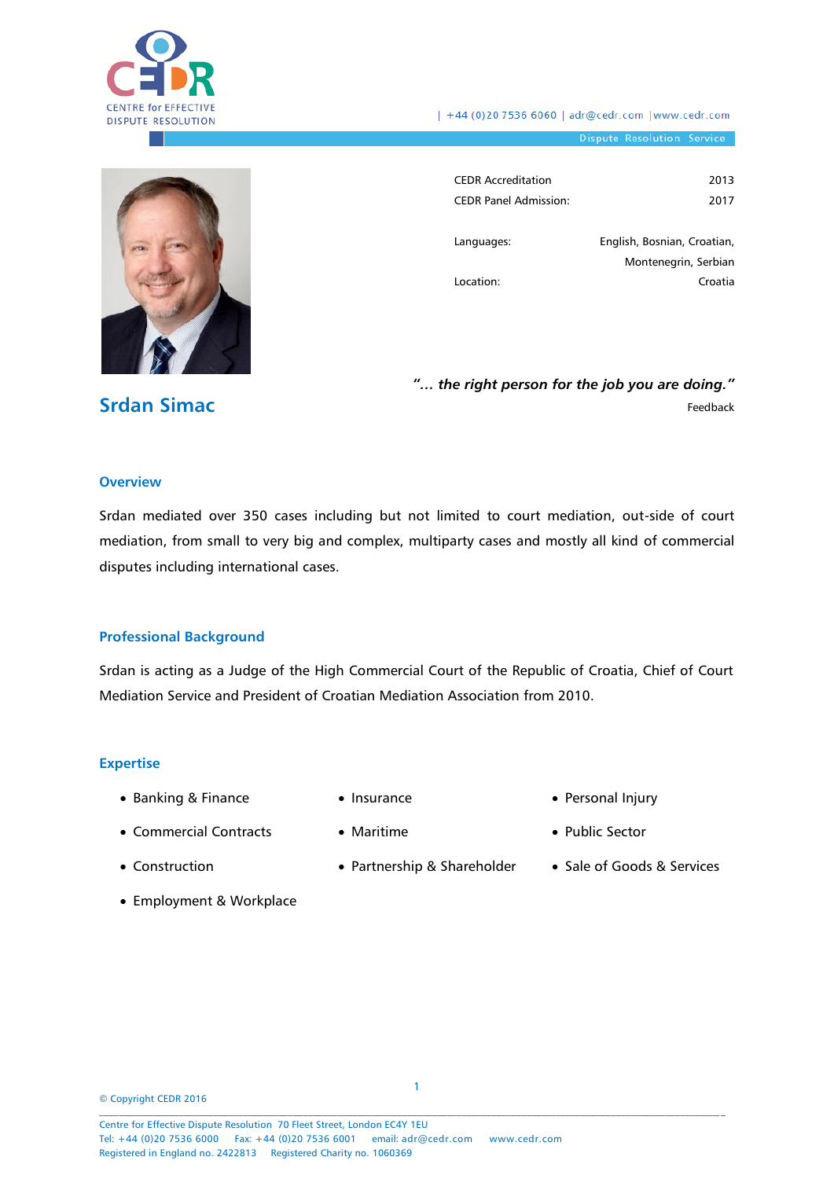CENTRE for EFFECTIVE DISPUTE RESOLUTION

| +44 (0)20 7536 6060 | adr@cedr.com | www.cedr.com

Dispute Resolution Service

| | |
|---|---|
| CEDR Accreditation | 2013 |
| CEDR Panel Admission: | 2017 |
| Languages: | English, Bosnian, Croatian, Montenegrin, Serbian |
| Location: | Croatia |

# Srdan Simac

> *"… the right person for the job you are doing."*
>
> Feedback

## Overview

Srdan mediated over 350 cases including but not limited to court mediation, out-side of court mediation, from small to very big and complex, multiparty cases and mostly all kind of commercial disputes including international cases.

## Professional Background

Srdan is acting as a Judge of the High Commercial Court of the Republic of Croatia, Chief of Court Mediation Service and President of Croatian Mediation Association from 2010.

## Expertise

- Banking & Finance
- Commercial Contracts
- Construction
- Employment & Workplace
- Insurance
- Maritime
- Partnership & Shareholder
- Personal Injury
- Public Sector
- Sale of Goods & Services

© Copyright CEDR 2016

Centre for Effective Dispute Resolution 70 Fleet Street, London EC4Y 1EU
Tel: +44 (0)20 7536 6000 Fax: +44 (0)20 7536 6001 email: adr@cedr.com www.cedr.com
Registered in England no. 2422813 Registered Charity no. 1060369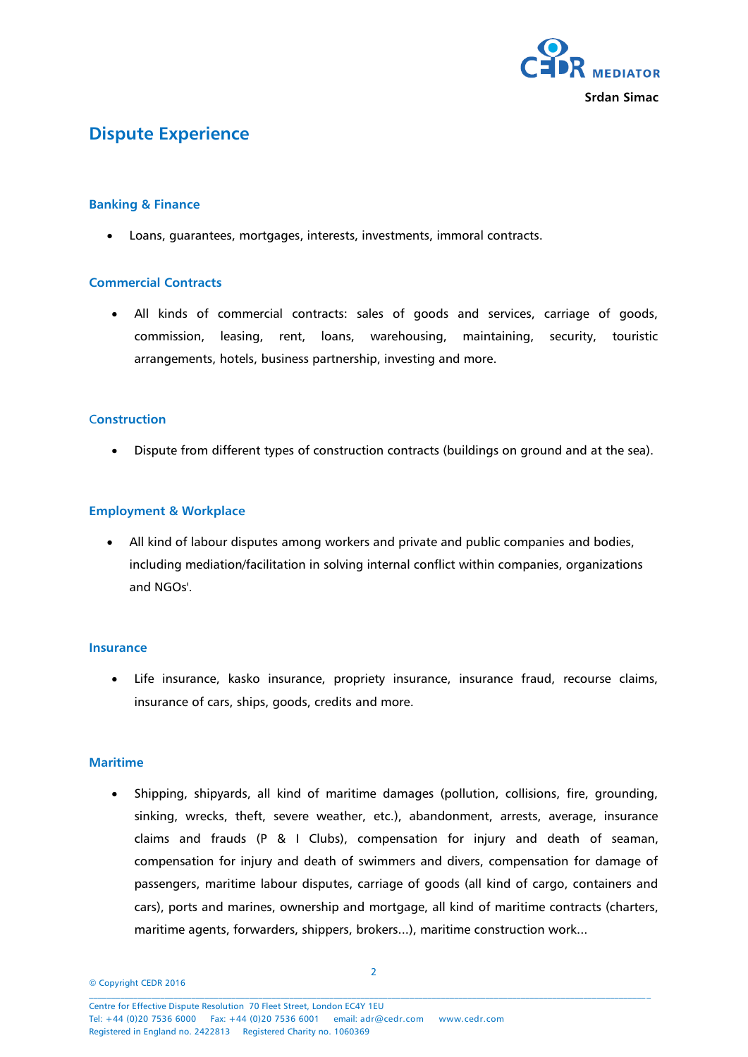Srdan Simac

# Dispute Experience

### Banking & Finance

- Loans, guarantees, mortgages, interests, investments, immoral contracts.

### Commercial Contracts

- All kinds of commercial contracts: sales of goods and services, carriage of goods, commission, leasing, rent, loans, warehousing, maintaining, security, touristic arrangements, hotels, business partnership, investing and more.

### Construction

- Dispute from different types of construction contracts (buildings on ground and at the sea).

### Employment & Workplace

- All kind of labour disputes among workers and private and public companies and bodies, including mediation/facilitation in solving internal conflict within companies, organizations and NGOs'.

### Insurance

- Life insurance, kasko insurance, propriety insurance, insurance fraud, recourse claims, insurance of cars, ships, goods, credits and more.

### Maritime

- Shipping, shipyards, all kind of maritime damages (pollution, collisions, fire, grounding, sinking, wrecks, theft, severe weather, etc.), abandonment, arrests, average, insurance claims and frauds (P & I Clubs), compensation for injury and death of seaman, compensation for injury and death of swimmers and divers, compensation for damage of passengers, maritime labour disputes, carriage of goods (all kind of cargo, containers and cars), ports and marines, ownership and mortgage, all kind of maritime contracts (charters, maritime agents, forwarders, shippers, brokers...), maritime construction work...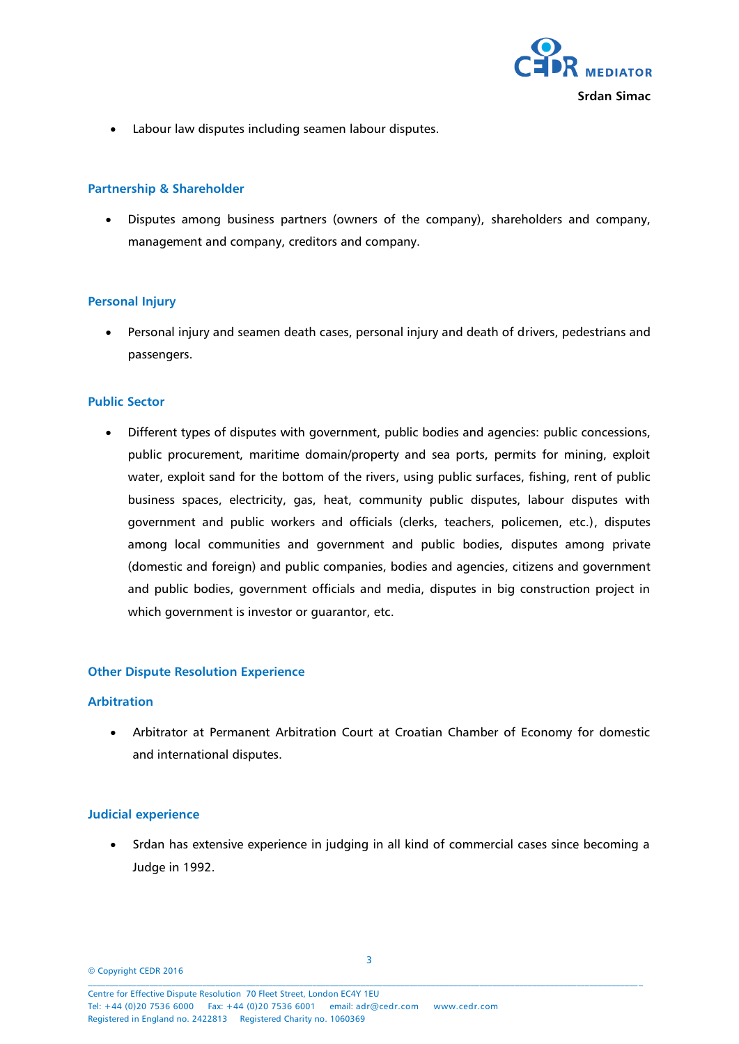- Labour law disputes including seamen labour disputes.

### Partnership & Shareholder

- Disputes among business partners (owners of the company), shareholders and company, management and company, creditors and company.

### Personal Injury

- Personal injury and seamen death cases, personal injury and death of drivers, pedestrians and passengers.

### Public Sector

- Different types of disputes with government, public bodies and agencies: public concessions, public procurement, maritime domain/property and sea ports, permits for mining, exploit water, exploit sand for the bottom of the rivers, using public surfaces, fishing, rent of public business spaces, electricity, gas, heat, community public disputes, labour disputes with government and public workers and officials (clerks, teachers, policemen, etc.), disputes among local communities and government and public bodies, disputes among private (domestic and foreign) and public companies, bodies and agencies, citizens and government and public bodies, government officials and media, disputes in big construction project in which government is investor or guarantor, etc.

## Other Dispute Resolution Experience

### Arbitration

- Arbitrator at Permanent Arbitration Court at Croatian Chamber of Economy for domestic and international disputes.

### Judicial experience

- Srdan has extensive experience in judging in all kind of commercial cases since becoming a Judge in 1992.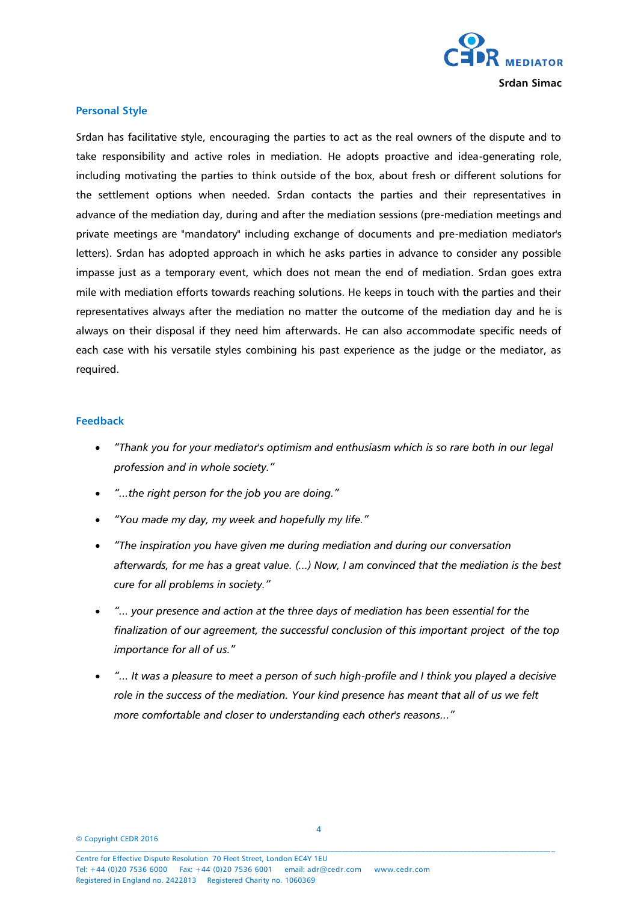## Personal Style

Srdan has facilitative style, encouraging the parties to act as the real owners of the dispute and to take responsibility and active roles in mediation. He adopts proactive and idea-generating role, including motivating the parties to think outside of the box, about fresh or different solutions for the settlement options when needed. Srdan contacts the parties and their representatives in advance of the mediation day, during and after the mediation sessions (pre-mediation meetings and private meetings are "mandatory" including exchange of documents and pre-mediation mediator's letters). Srdan has adopted approach in which he asks parties in advance to consider any possible impasse just as a temporary event, which does not mean the end of mediation. Srdan goes extra mile with mediation efforts towards reaching solutions. He keeps in touch with the parties and their representatives always after the mediation no matter the outcome of the mediation day and he is always on their disposal if they need him afterwards. He can also accommodate specific needs of each case with his versatile styles combining his past experience as the judge or the mediator, as required.

## Feedback

- *"Thank you for your mediator's optimism and enthusiasm which is so rare both in our legal profession and in whole society."*
- *"...the right person for the job you are doing."*
- *"You made my day, my week and hopefully my life."*
- *"The inspiration you have given me during mediation and during our conversation afterwards, for me has a great value. (...) Now, I am convinced that the mediation is the best cure for all problems in society."*
- *"... your presence and action at the three days of mediation has been essential for the finalization of our agreement, the successful conclusion of this important project of the top importance for all of us."*
- *"... It was a pleasure to meet a person of such high-profile and I think you played a decisive role in the success of the mediation. Your kind presence has meant that all of us we felt more comfortable and closer to understanding each other's reasons..."*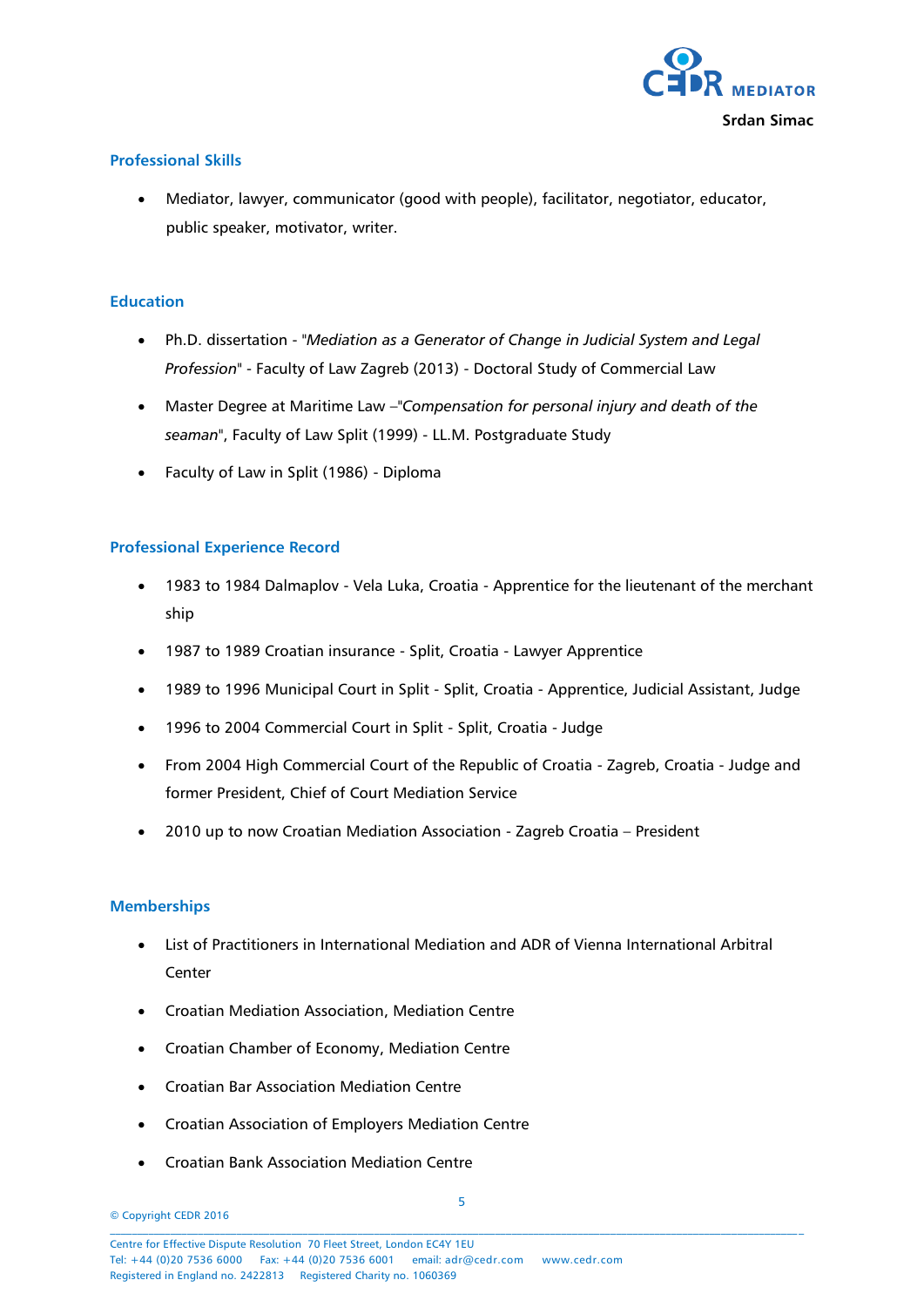## Professional Skills

- Mediator, lawyer, communicator (good with people), facilitator, negotiator, educator, public speaker, motivator, writer.

## Education

- Ph.D. dissertation - "*Mediation as a Generator of Change in Judicial System and Legal Profession*" - Faculty of Law Zagreb (2013) - Doctoral Study of Commercial Law
- Master Degree at Maritime Law –"*Compensation for personal injury and death of the seaman*", Faculty of Law Split (1999) - LL.M. Postgraduate Study
- Faculty of Law in Split (1986) - Diploma

## Professional Experience Record

- 1983 to 1984 Dalmaplov - Vela Luka, Croatia - Apprentice for the lieutenant of the merchant ship
- 1987 to 1989 Croatian insurance - Split, Croatia - Lawyer Apprentice
- 1989 to 1996 Municipal Court in Split - Split, Croatia - Apprentice, Judicial Assistant, Judge
- 1996 to 2004 Commercial Court in Split - Split, Croatia - Judge
- From 2004 High Commercial Court of the Republic of Croatia - Zagreb, Croatia - Judge and former President, Chief of Court Mediation Service
- 2010 up to now Croatian Mediation Association - Zagreb Croatia – President

## Memberships

- List of Practitioners in International Mediation and ADR of Vienna International Arbitral Center
- Croatian Mediation Association, Mediation Centre
- Croatian Chamber of Economy, Mediation Centre
- Croatian Bar Association Mediation Centre
- Croatian Association of Employers Mediation Centre
- Croatian Bank Association Mediation Centre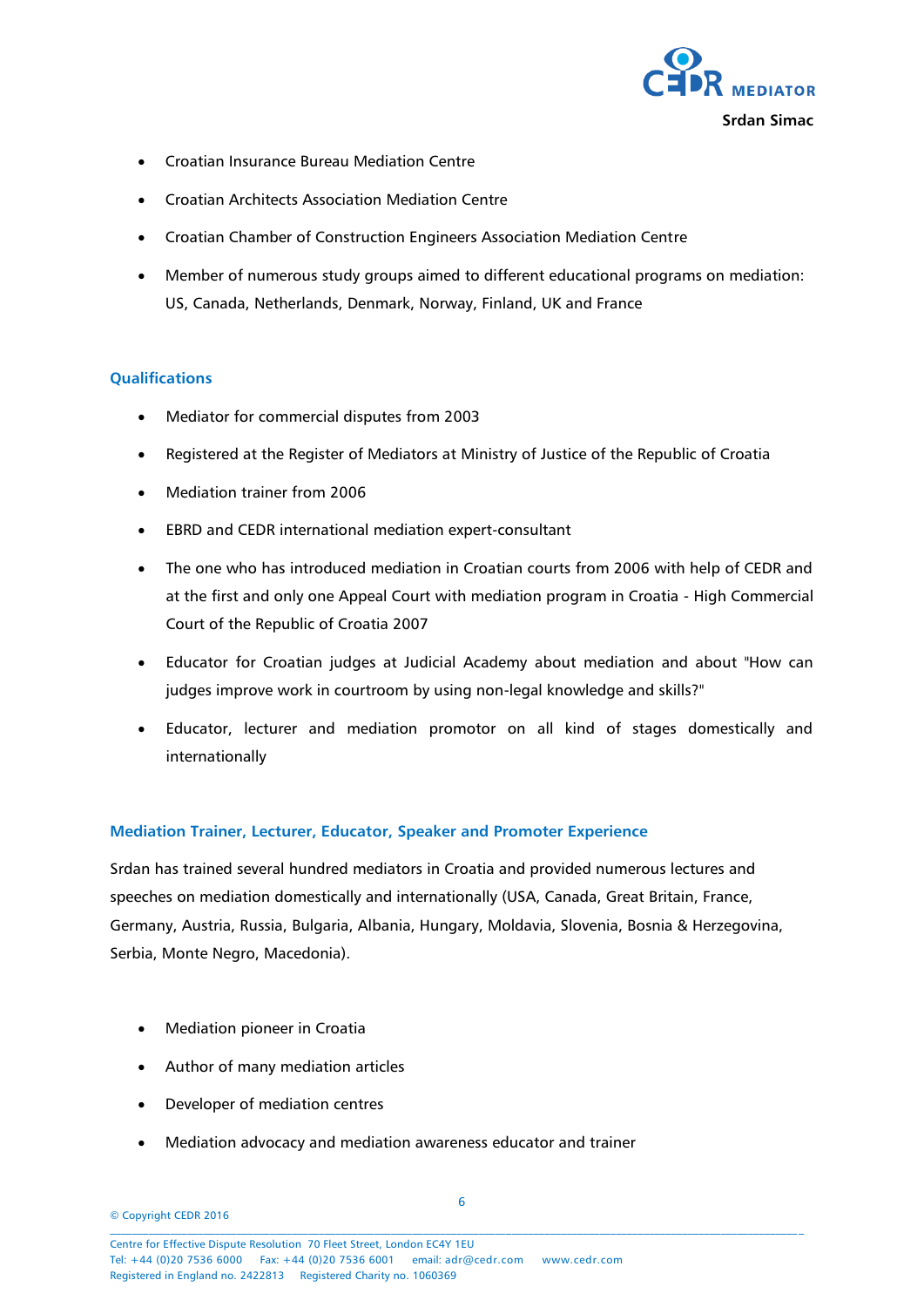- Croatian Insurance Bureau Mediation Centre
- Croatian Architects Association Mediation Centre
- Croatian Chamber of Construction Engineers Association Mediation Centre
- Member of numerous study groups aimed to different educational programs on mediation: US, Canada, Netherlands, Denmark, Norway, Finland, UK and France

## Qualifications

- Mediator for commercial disputes from 2003
- Registered at the Register of Mediators at Ministry of Justice of the Republic of Croatia
- Mediation trainer from 2006
- EBRD and CEDR international mediation expert-consultant
- The one who has introduced mediation in Croatian courts from 2006 with help of CEDR and at the first and only one Appeal Court with mediation program in Croatia - High Commercial Court of the Republic of Croatia 2007
- Educator for Croatian judges at Judicial Academy about mediation and about "How can judges improve work in courtroom by using non-legal knowledge and skills?"
- Educator, lecturer and mediation promotor on all kind of stages domestically and internationally

## Mediation Trainer, Lecturer, Educator, Speaker and Promoter Experience

Srdan has trained several hundred mediators in Croatia and provided numerous lectures and speeches on mediation domestically and internationally (USA, Canada, Great Britain, France, Germany, Austria, Russia, Bulgaria, Albania, Hungary, Moldavia, Slovenia, Bosnia & Herzegovina, Serbia, Monte Negro, Macedonia).

- Mediation pioneer in Croatia
- Author of many mediation articles
- Developer of mediation centres
- Mediation advocacy and mediation awareness educator and trainer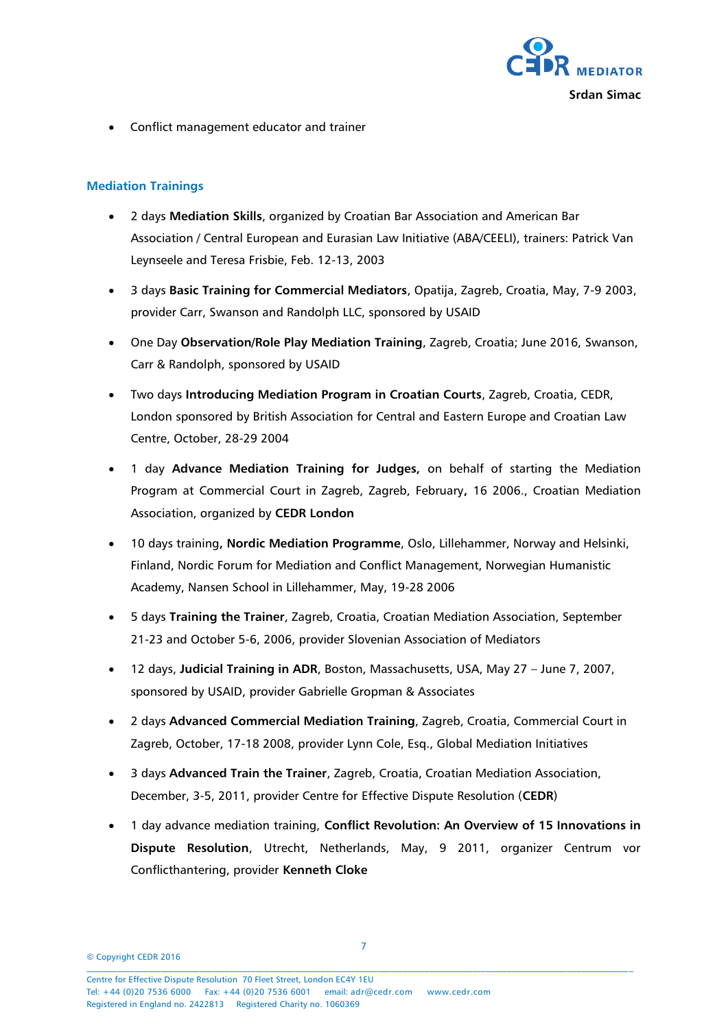- Conflict management educator and trainer

## Mediation Trainings

- 2 days **Mediation Skills**, organized by Croatian Bar Association and American Bar Association / Central European and Eurasian Law Initiative (ABA/CEELI), trainers: Patrick Van Leynseele and Teresa Frisbie, Feb. 12-13, 2003
- 3 days **Basic Training for Commercial Mediators**, Opatija, Zagreb, Croatia, May, 7-9 2003, provider Carr, Swanson and Randolph LLC, sponsored by USAID
- One Day **Observation/Role Play Mediation Training**, Zagreb, Croatia; June 2016, Swanson, Carr & Randolph, sponsored by USAID
- Two days **Introducing Mediation Program in Croatian Courts**, Zagreb, Croatia, CEDR, London sponsored by British Association for Central and Eastern Europe and Croatian Law Centre, October, 28-29 2004
- 1 day **Advance Mediation Training for Judges,** on behalf of starting the Mediation Program at Commercial Court in Zagreb, Zagreb, February**,** 16 2006., Croatian Mediation Association, organized by **CEDR London**
- 10 days training**, Nordic Mediation Programme**, Oslo, Lillehammer, Norway and Helsinki, Finland, Nordic Forum for Mediation and Conflict Management, Norwegian Humanistic Academy, Nansen School in Lillehammer, May, 19-28 2006
- 5 days **Training the Trainer**, Zagreb, Croatia, Croatian Mediation Association, September 21-23 and October 5-6, 2006, provider Slovenian Association of Mediators
- 12 days, **Judicial Training in ADR**, Boston, Massachusetts, USA, May 27 – June 7, 2007, sponsored by USAID, provider Gabrielle Gropman & Associates
- 2 days **Advanced Commercial Mediation Training**, Zagreb, Croatia, Commercial Court in Zagreb, October, 17-18 2008, provider Lynn Cole, Esq., Global Mediation Initiatives
- 3 days **Advanced Train the Trainer**, Zagreb, Croatia, Croatian Mediation Association, December, 3-5, 2011, provider Centre for Effective Dispute Resolution (**CEDR**)
- 1 day advance mediation training, **Conflict Revolution: An Overview of 15 Innovations in Dispute Resolution**, Utrecht, Netherlands, May, 9 2011, organizer Centrum vor Conflicthantering, provider **Kenneth Cloke**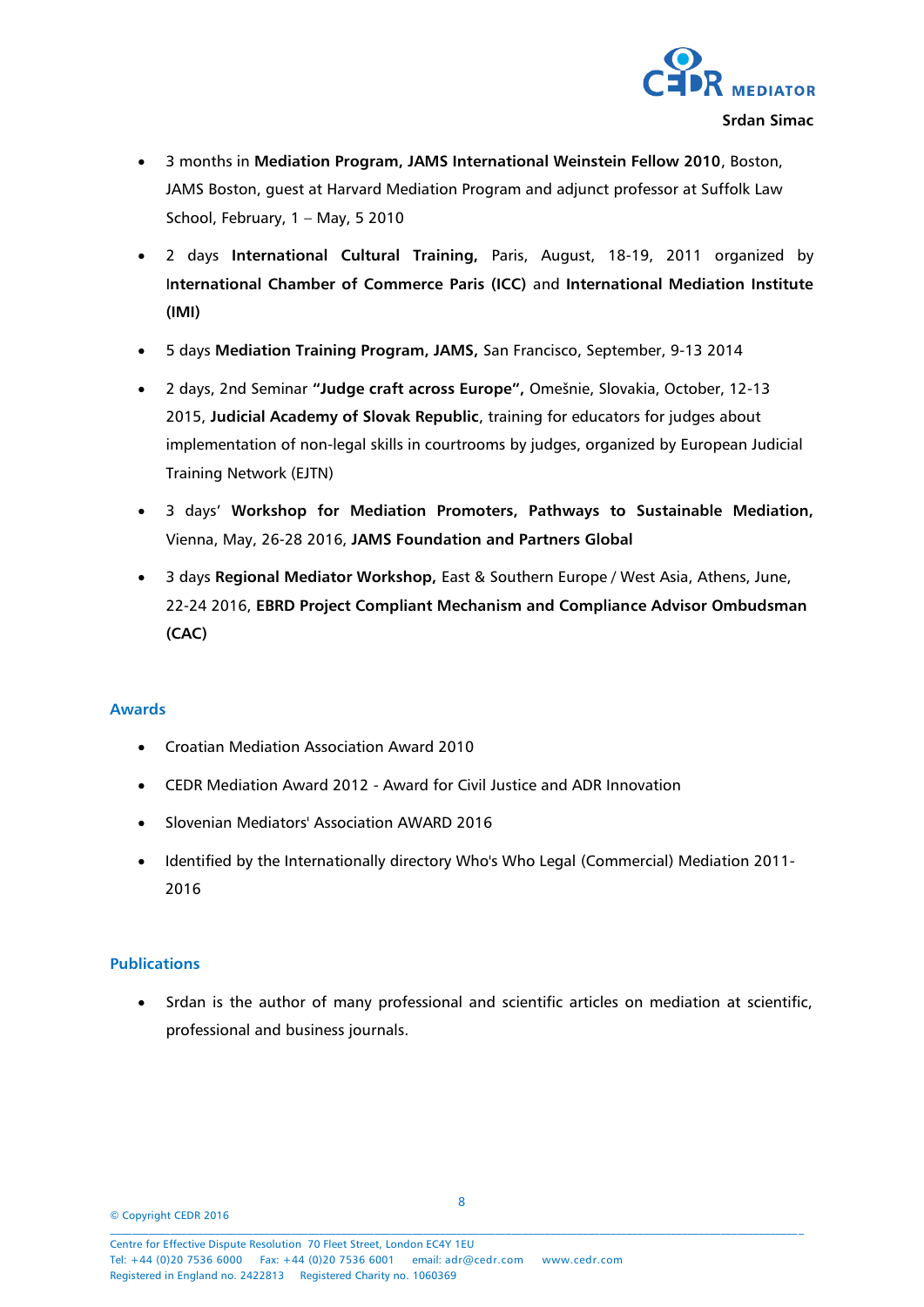- 3 months in **Mediation Program, JAMS International Weinstein Fellow 2010**, Boston, JAMS Boston, guest at Harvard Mediation Program and adjunct professor at Suffolk Law School, February, 1 – May, 5 2010
- 2 days **International Cultural Training,** Paris, August, 18-19, 2011 organized by **International Chamber of Commerce Paris (ICC)** and **International Mediation Institute (IMI)**
- 5 days **Mediation Training Program, JAMS,** San Francisco, September, 9-13 2014
- 2 days, 2nd Seminar **"Judge craft across Europe",** Omešnie, Slovakia, October, 12-13 2015, **Judicial Academy of Slovak Republic**, training for educators for judges about implementation of non-legal skills in courtrooms by judges, organized by European Judicial Training Network (EJTN)
- 3 days' **Workshop for Mediation Promoters, Pathways to Sustainable Mediation,** Vienna, May, 26-28 2016, **JAMS Foundation and Partners Global**
- 3 days **Regional Mediator Workshop,** East & Southern Europe / West Asia, Athens, June, 22-24 2016, **EBRD Project Compliant Mechanism and Compliance Advisor Ombudsman (CAC)**

## Awards

- Croatian Mediation Association Award 2010
- CEDR Mediation Award 2012 - Award for Civil Justice and ADR Innovation
- Slovenian Mediators' Association AWARD 2016
- Identified by the Internationally directory Who's Who Legal (Commercial) Mediation 2011-2016

## Publications

- Srdan is the author of many professional and scientific articles on mediation at scientific, professional and business journals.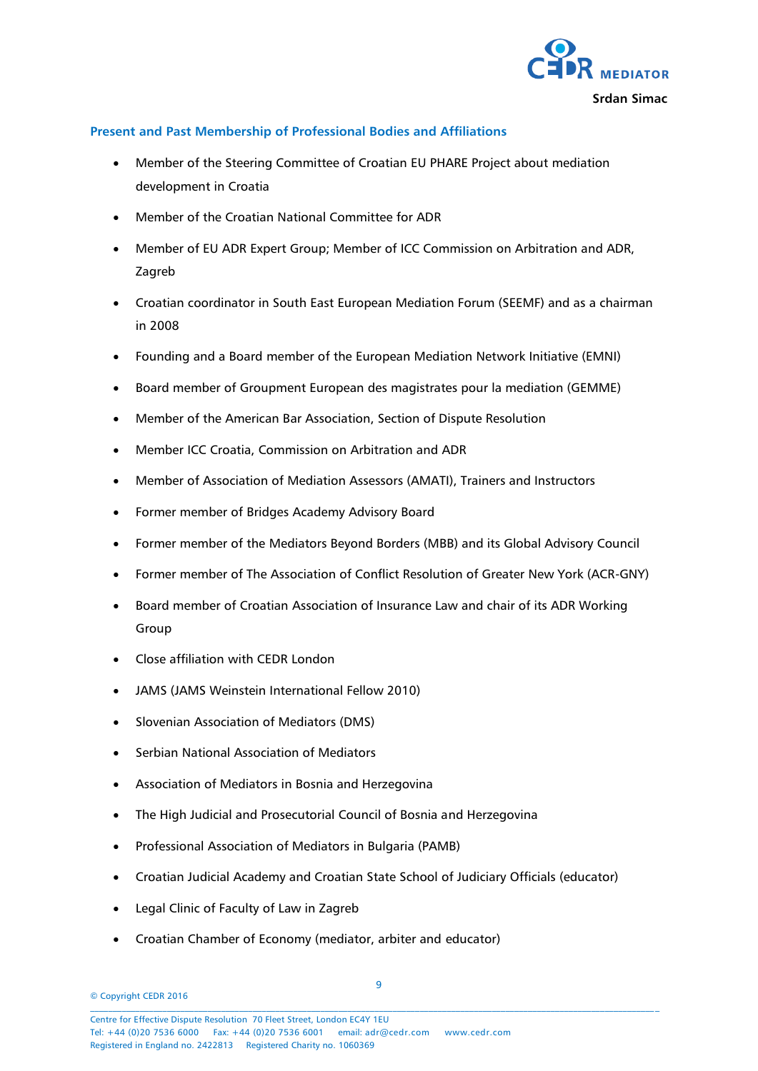## Present and Past Membership of Professional Bodies and Affiliations

- Member of the Steering Committee of Croatian EU PHARE Project about mediation development in Croatia
- Member of the Croatian National Committee for ADR
- Member of EU ADR Expert Group; Member of ICC Commission on Arbitration and ADR, Zagreb
- Croatian coordinator in South East European Mediation Forum (SEEMF) and as a chairman in 2008
- Founding and a Board member of the European Mediation Network Initiative (EMNI)
- Board member of Groupment European des magistrates pour la mediation (GEMME)
- Member of the American Bar Association, Section of Dispute Resolution
- Member ICC Croatia, Commission on Arbitration and ADR
- Member of Association of Mediation Assessors (AMATI), Trainers and Instructors
- Former member of Bridges Academy Advisory Board
- Former member of the Mediators Beyond Borders (MBB) and its Global Advisory Council
- Former member of The Association of Conflict Resolution of Greater New York (ACR-GNY)
- Board member of Croatian Association of Insurance Law and chair of its ADR Working Group
- Close affiliation with CEDR London
- JAMS (JAMS Weinstein International Fellow 2010)
- Slovenian Association of Mediators (DMS)
- Serbian National Association of Mediators
- Association of Mediators in Bosnia and Herzegovina
- The High Judicial and Prosecutorial Council of Bosnia and Herzegovina
- Professional Association of Mediators in Bulgaria (PAMB)
- Croatian Judicial Academy and Croatian State School of Judiciary Officials (educator)
- Legal Clinic of Faculty of Law in Zagreb
- Croatian Chamber of Economy (mediator, arbiter and educator)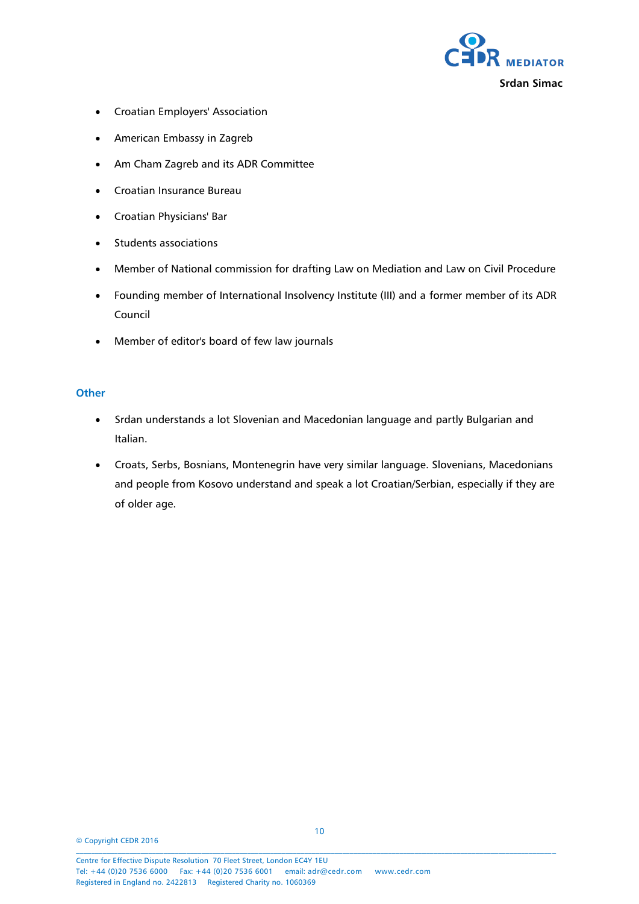- Croatian Employers' Association
- American Embassy in Zagreb
- Am Cham Zagreb and its ADR Committee
- Croatian Insurance Bureau
- Croatian Physicians' Bar
- Students associations
- Member of National commission for drafting Law on Mediation and Law on Civil Procedure
- Founding member of International Insolvency Institute (III) and a former member of its ADR Council
- Member of editor's board of few law journals

## Other

- Srdan understands a lot Slovenian and Macedonian language and partly Bulgarian and Italian.
- Croats, Serbs, Bosnians, Montenegrin have very similar language. Slovenians, Macedonians and people from Kosovo understand and speak a lot Croatian/Serbian, especially if they are of older age.